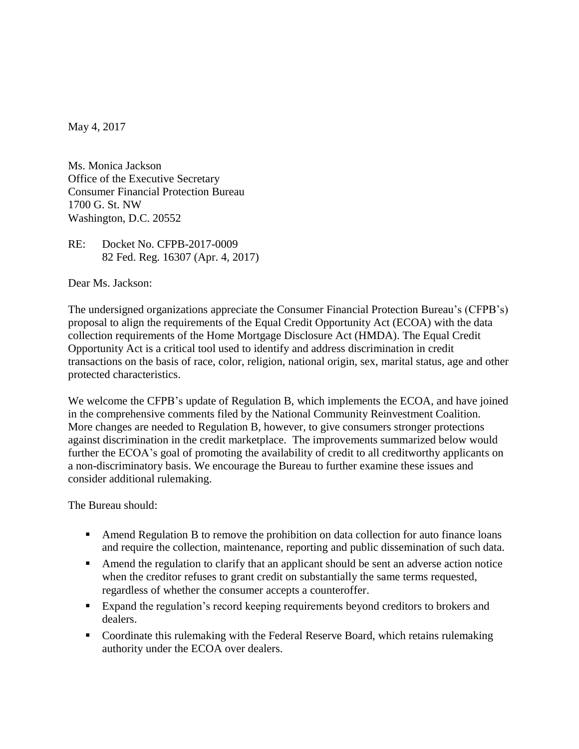May 4, 2017

Ms. Monica Jackson
Office of the Executive Secretary
Consumer Financial Protection Bureau
1700 G. St. NW
Washington, D.C. 20552

RE: Docket No. CFPB-2017-0009
82 Fed. Reg. 16307 (Apr. 4, 2017)

Dear Ms. Jackson:

The undersigned organizations appreciate the Consumer Financial Protection Bureau's (CFPB's) proposal to align the requirements of the Equal Credit Opportunity Act (ECOA) with the data collection requirements of the Home Mortgage Disclosure Act (HMDA). The Equal Credit Opportunity Act is a critical tool used to identify and address discrimination in credit transactions on the basis of race, color, religion, national origin, sex, marital status, age and other protected characteristics.

We welcome the CFPB's update of Regulation B, which implements the ECOA, and have joined in the comprehensive comments filed by the National Community Reinvestment Coalition. More changes are needed to Regulation B, however, to give consumers stronger protections against discrimination in the credit marketplace. The improvements summarized below would further the ECOA's goal of promoting the availability of credit to all creditworthy applicants on a non-discriminatory basis. We encourage the Bureau to further examine these issues and consider additional rulemaking.

The Bureau should:

- Amend Regulation B to remove the prohibition on data collection for auto finance loans and require the collection, maintenance, reporting and public dissemination of such data.
- Amend the regulation to clarify that an applicant should be sent an adverse action notice when the creditor refuses to grant credit on substantially the same terms requested, regardless of whether the consumer accepts a counteroffer.
- Expand the regulation's record keeping requirements beyond creditors to brokers and dealers.
- Coordinate this rulemaking with the Federal Reserve Board, which retains rulemaking authority under the ECOA over dealers.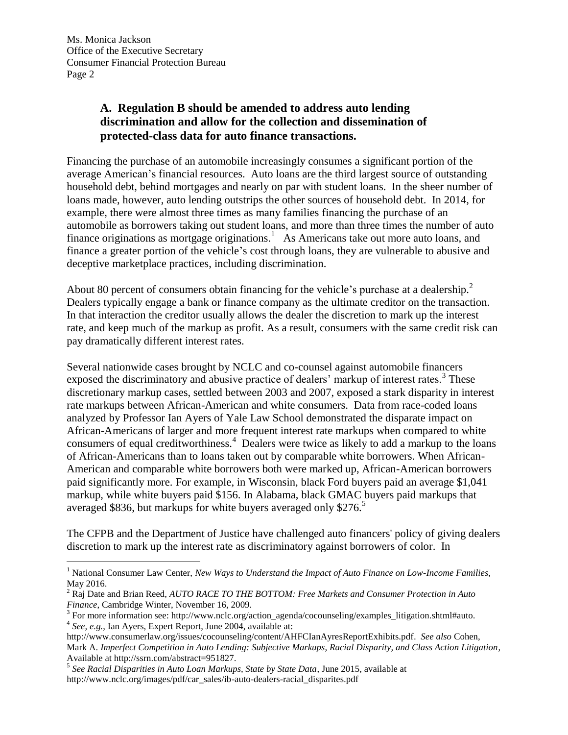### A. Regulation B should be amended to address auto lending discrimination and allow for the collection and dissemination of protected-class data for auto finance transactions.

Financing the purchase of an automobile increasingly consumes a significant portion of the average American's financial resources. Auto loans are the third largest source of outstanding household debt, behind mortgages and nearly on par with student loans. In the sheer number of loans made, however, auto lending outstrips the other sources of household debt. In 2014, for example, there were almost three times as many families financing the purchase of an automobile as borrowers taking out student loans, and more than three times the number of auto finance originations as mortgage originations.[1] As Americans take out more auto loans, and finance a greater portion of the vehicle's cost through loans, they are vulnerable to abusive and deceptive marketplace practices, including discrimination.

About 80 percent of consumers obtain financing for the vehicle's purchase at a dealership.[2] Dealers typically engage a bank or finance company as the ultimate creditor on the transaction. In that interaction the creditor usually allows the dealer the discretion to mark up the interest rate, and keep much of the markup as profit. As a result, consumers with the same credit risk can pay dramatically different interest rates.

Several nationwide cases brought by NCLC and co-counsel against automobile financers exposed the discriminatory and abusive practice of dealers' markup of interest rates.[3] These discretionary markup cases, settled between 2003 and 2007, exposed a stark disparity in interest rate markups between African-American and white consumers. Data from race-coded loans analyzed by Professor Ian Ayers of Yale Law School demonstrated the disparate impact on African-Americans of larger and more frequent interest rate markups when compared to white consumers of equal creditworthiness.[4] Dealers were twice as likely to add a markup to the loans of African-Americans than to loans taken out by comparable white borrowers. When African-American and comparable white borrowers both were marked up, African-American borrowers paid significantly more. For example, in Wisconsin, black Ford buyers paid an average $1,041 markup, while white buyers paid $156. In Alabama, black GMAC buyers paid markups that averaged $836, but markups for white buyers averaged only $276.[5]

The CFPB and the Department of Justice have challenged auto financers' policy of giving dealers discretion to mark up the interest rate as discriminatory against borrowers of color. In

---

[1] National Consumer Law Center, *New Ways to Understand the Impact of Auto Finance on Low-Income Families*, May 2016.

[2] Raj Date and Brian Reed, *AUTO RACE TO THE BOTTOM: Free Markets and Consumer Protection in Auto Finance*, Cambridge Winter, November 16, 2009.

[3] For more information see: http://www.nclc.org/action_agenda/cocounseling/examples_litigation.shtml#auto.

[4] *See, e.g.*, Ian Ayers, Expert Report, June 2004, available at: http://www.consumerlaw.org/issues/cocounseling/content/AHFCIanAyresReportExhibits.pdf. *See also* Cohen, Mark A. *Imperfect Competition in Auto Lending: Subjective Markups, Racial Disparity, and Class Action Litigation*, Available at http://ssrn.com/abstract=951827.

[5] *See Racial Disparities in Auto Loan Markups, State by State Data*, June 2015, available at http://www.nclc.org/images/pdf/car_sales/ib-auto-dealers-racial_disparites.pdf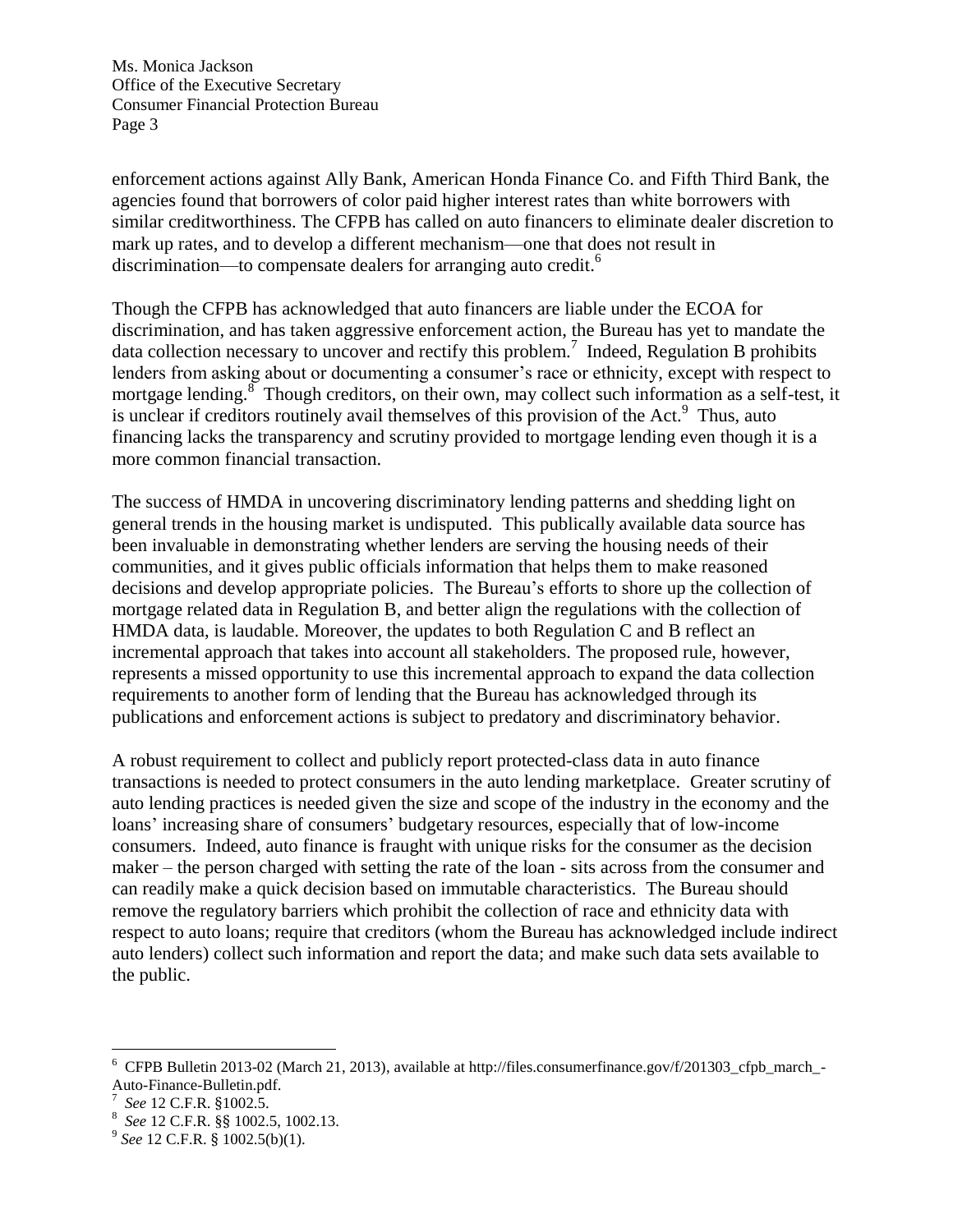enforcement actions against Ally Bank, American Honda Finance Co. and Fifth Third Bank, the agencies found that borrowers of color paid higher interest rates than white borrowers with similar creditworthiness. The CFPB has called on auto financers to eliminate dealer discretion to mark up rates, and to develop a different mechanism—one that does not result in discrimination—to compensate dealers for arranging auto credit.[6]

Though the CFPB has acknowledged that auto financers are liable under the ECOA for discrimination, and has taken aggressive enforcement action, the Bureau has yet to mandate the data collection necessary to uncover and rectify this problem.[7] Indeed, Regulation B prohibits lenders from asking about or documenting a consumer's race or ethnicity, except with respect to mortgage lending.[8] Though creditors, on their own, may collect such information as a self-test, it is unclear if creditors routinely avail themselves of this provision of the Act.[9] Thus, auto financing lacks the transparency and scrutiny provided to mortgage lending even though it is a more common financial transaction.

The success of HMDA in uncovering discriminatory lending patterns and shedding light on general trends in the housing market is undisputed. This publically available data source has been invaluable in demonstrating whether lenders are serving the housing needs of their communities, and it gives public officials information that helps them to make reasoned decisions and develop appropriate policies. The Bureau's efforts to shore up the collection of mortgage related data in Regulation B, and better align the regulations with the collection of HMDA data, is laudable. Moreover, the updates to both Regulation C and B reflect an incremental approach that takes into account all stakeholders. The proposed rule, however, represents a missed opportunity to use this incremental approach to expand the data collection requirements to another form of lending that the Bureau has acknowledged through its publications and enforcement actions is subject to predatory and discriminatory behavior.

A robust requirement to collect and publicly report protected-class data in auto finance transactions is needed to protect consumers in the auto lending marketplace. Greater scrutiny of auto lending practices is needed given the size and scope of the industry in the economy and the loans' increasing share of consumers' budgetary resources, especially that of low-income consumers. Indeed, auto finance is fraught with unique risks for the consumer as the decision maker – the person charged with setting the rate of the loan - sits across from the consumer and can readily make a quick decision based on immutable characteristics. The Bureau should remove the regulatory barriers which prohibit the collection of race and ethnicity data with respect to auto loans; require that creditors (whom the Bureau has acknowledged include indirect auto lenders) collect such information and report the data; and make such data sets available to the public.

---

[6] CFPB Bulletin 2013-02 (March 21, 2013), available at http://files.consumerfinance.gov/f/201303_cfpb_march_-Auto-Finance-Bulletin.pdf.

[7] *See* 12 C.F.R. §1002.5.

[8] *See* 12 C.F.R. §§ 1002.5, 1002.13.

[9] *See* 12 C.F.R. § 1002.5(b)(1).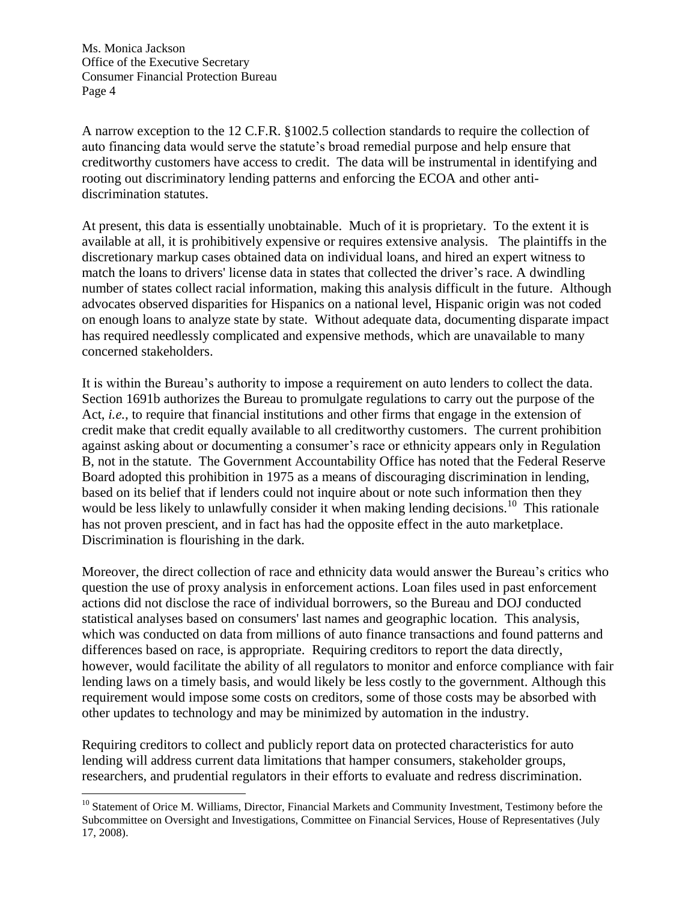A narrow exception to the 12 C.F.R. §1002.5 collection standards to require the collection of auto financing data would serve the statute's broad remedial purpose and help ensure that creditworthy customers have access to credit. The data will be instrumental in identifying and rooting out discriminatory lending patterns and enforcing the ECOA and other anti-discrimination statutes.

At present, this data is essentially unobtainable. Much of it is proprietary. To the extent it is available at all, it is prohibitively expensive or requires extensive analysis. The plaintiffs in the discretionary markup cases obtained data on individual loans, and hired an expert witness to match the loans to drivers' license data in states that collected the driver's race. A dwindling number of states collect racial information, making this analysis difficult in the future. Although advocates observed disparities for Hispanics on a national level, Hispanic origin was not coded on enough loans to analyze state by state. Without adequate data, documenting disparate impact has required needlessly complicated and expensive methods, which are unavailable to many concerned stakeholders.

It is within the Bureau's authority to impose a requirement on auto lenders to collect the data. Section 1691b authorizes the Bureau to promulgate regulations to carry out the purpose of the Act, *i.e.*, to require that financial institutions and other firms that engage in the extension of credit make that credit equally available to all creditworthy customers. The current prohibition against asking about or documenting a consumer's race or ethnicity appears only in Regulation B, not in the statute. The Government Accountability Office has noted that the Federal Reserve Board adopted this prohibition in 1975 as a means of discouraging discrimination in lending, based on its belief that if lenders could not inquire about or note such information then they would be less likely to unlawfully consider it when making lending decisions.[10] This rationale has not proven prescient, and in fact has had the opposite effect in the auto marketplace. Discrimination is flourishing in the dark.

Moreover, the direct collection of race and ethnicity data would answer the Bureau's critics who question the use of proxy analysis in enforcement actions. Loan files used in past enforcement actions did not disclose the race of individual borrowers, so the Bureau and DOJ conducted statistical analyses based on consumers' last names and geographic location. This analysis, which was conducted on data from millions of auto finance transactions and found patterns and differences based on race, is appropriate. Requiring creditors to report the data directly, however, would facilitate the ability of all regulators to monitor and enforce compliance with fair lending laws on a timely basis, and would likely be less costly to the government. Although this requirement would impose some costs on creditors, some of those costs may be absorbed with other updates to technology and may be minimized by automation in the industry.

Requiring creditors to collect and publicly report data on protected characteristics for auto lending will address current data limitations that hamper consumers, stakeholder groups, researchers, and prudential regulators in their efforts to evaluate and redress discrimination.

---

[10] Statement of Orice M. Williams, Director, Financial Markets and Community Investment, Testimony before the Subcommittee on Oversight and Investigations, Committee on Financial Services, House of Representatives (July 17, 2008).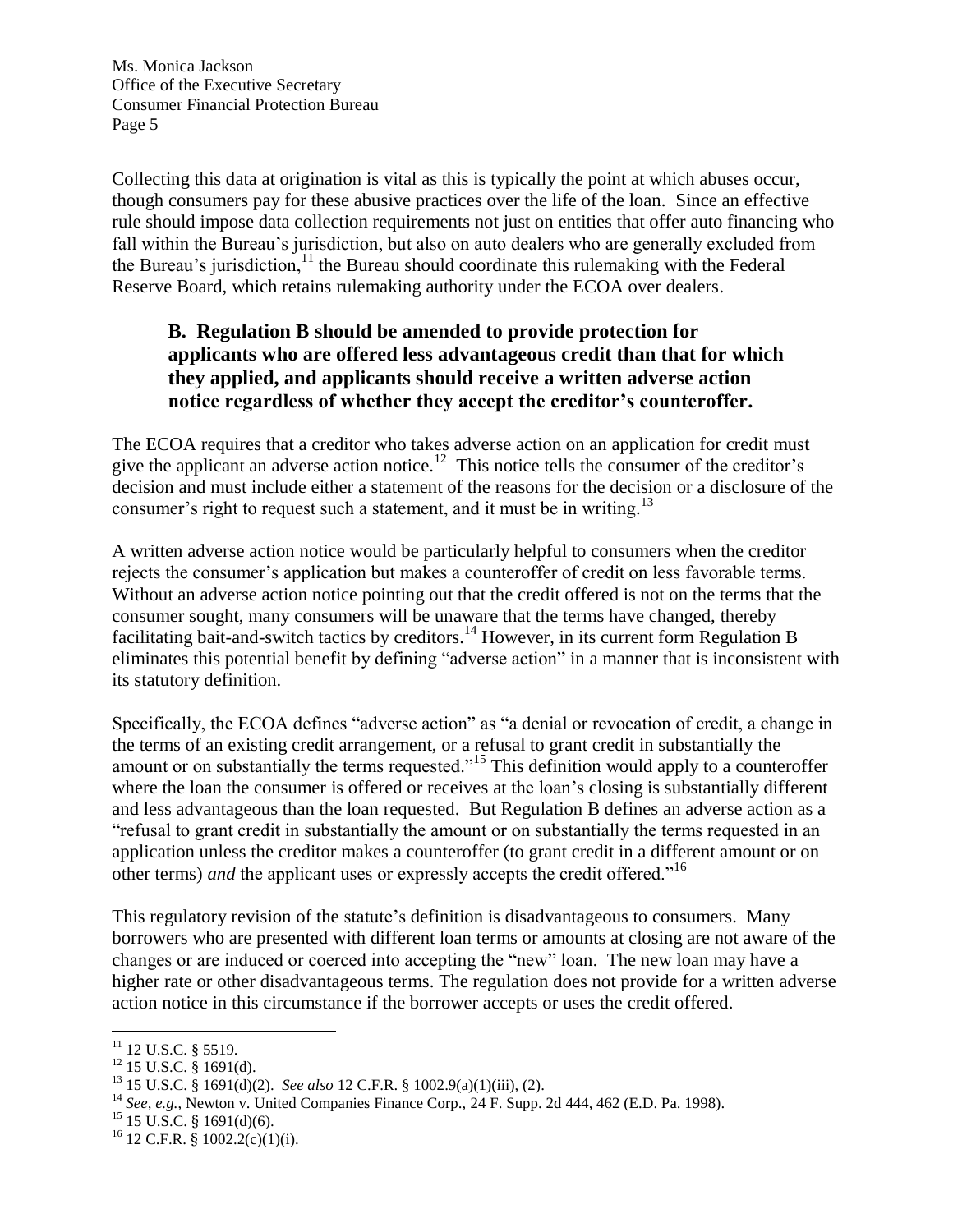Collecting this data at origination is vital as this is typically the point at which abuses occur, though consumers pay for these abusive practices over the life of the loan. Since an effective rule should impose data collection requirements not just on entities that offer auto financing who fall within the Bureau's jurisdiction, but also on auto dealers who are generally excluded from the Bureau's jurisdiction,[11] the Bureau should coordinate this rulemaking with the Federal Reserve Board, which retains rulemaking authority under the ECOA over dealers.

### B. Regulation B should be amended to provide protection for applicants who are offered less advantageous credit than that for which they applied, and applicants should receive a written adverse action notice regardless of whether they accept the creditor's counteroffer.

The ECOA requires that a creditor who takes adverse action on an application for credit must give the applicant an adverse action notice.[12] This notice tells the consumer of the creditor's decision and must include either a statement of the reasons for the decision or a disclosure of the consumer's right to request such a statement, and it must be in writing.[13]

A written adverse action notice would be particularly helpful to consumers when the creditor rejects the consumer's application but makes a counteroffer of credit on less favorable terms. Without an adverse action notice pointing out that the credit offered is not on the terms that the consumer sought, many consumers will be unaware that the terms have changed, thereby facilitating bait-and-switch tactics by creditors.[14] However, in its current form Regulation B eliminates this potential benefit by defining "adverse action" in a manner that is inconsistent with its statutory definition.

Specifically, the ECOA defines "adverse action" as "a denial or revocation of credit, a change in the terms of an existing credit arrangement, or a refusal to grant credit in substantially the amount or on substantially the terms requested."[15] This definition would apply to a counteroffer where the loan the consumer is offered or receives at the loan's closing is substantially different and less advantageous than the loan requested. But Regulation B defines an adverse action as a "refusal to grant credit in substantially the amount or on substantially the terms requested in an application unless the creditor makes a counteroffer (to grant credit in a different amount or on other terms) *and* the applicant uses or expressly accepts the credit offered."[16]

This regulatory revision of the statute's definition is disadvantageous to consumers. Many borrowers who are presented with different loan terms or amounts at closing are not aware of the changes or are induced or coerced into accepting the "new" loan. The new loan may have a higher rate or other disadvantageous terms. The regulation does not provide for a written adverse action notice in this circumstance if the borrower accepts or uses the credit offered.

---

[11] 12 U.S.C. § 5519.

[12] 15 U.S.C. § 1691(d).

[13] 15 U.S.C. § 1691(d)(2). *See also* 12 C.F.R. § 1002.9(a)(1)(iii), (2).

[14] *See, e.g.*, Newton v. United Companies Finance Corp., 24 F. Supp. 2d 444, 462 (E.D. Pa. 1998).

[15] 15 U.S.C. § 1691(d)(6).

[16] 12 C.F.R. § 1002.2(c)(1)(i).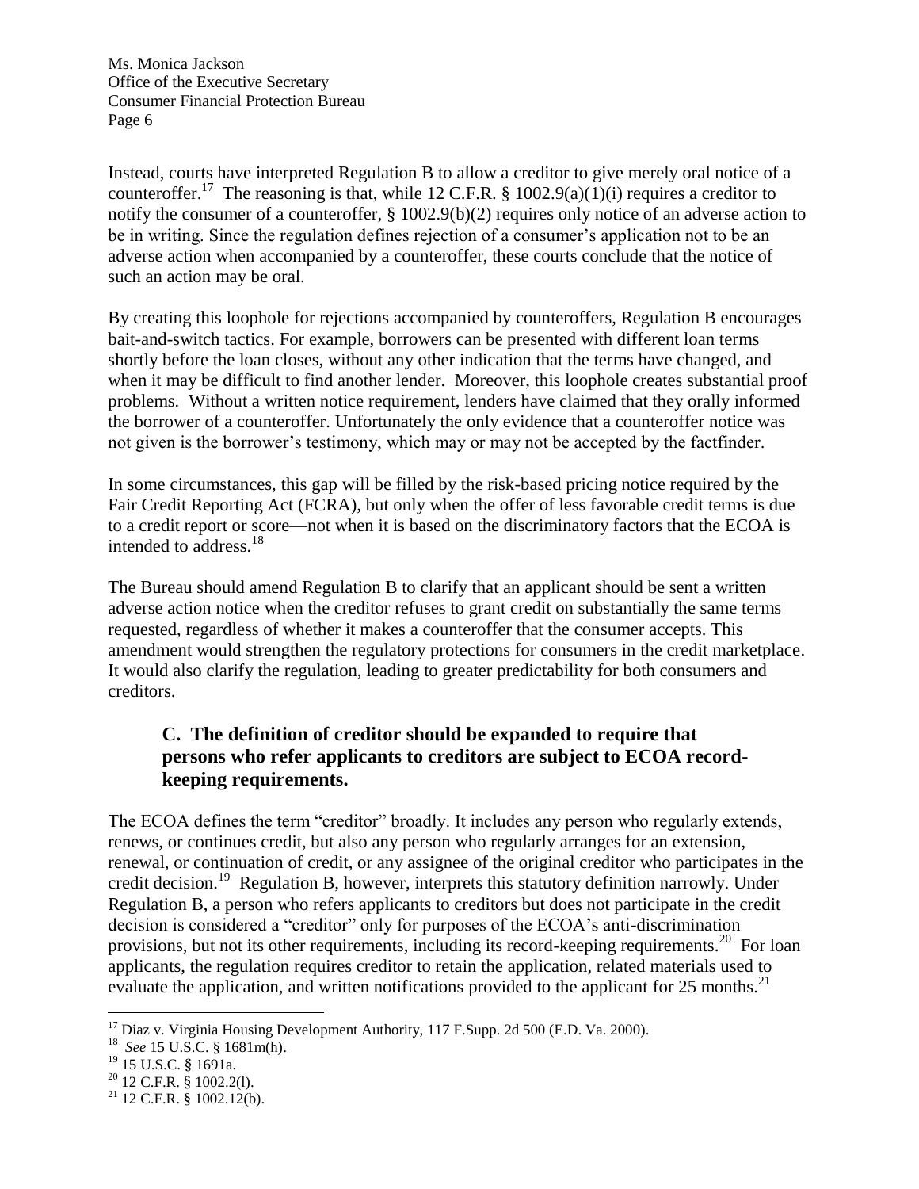Instead, courts have interpreted Regulation B to allow a creditor to give merely oral notice of a counteroffer.[17] The reasoning is that, while 12 C.F.R. § 1002.9(a)(1)(i) requires a creditor to notify the consumer of a counteroffer, § 1002.9(b)(2) requires only notice of an adverse action to be in writing. Since the regulation defines rejection of a consumer's application not to be an adverse action when accompanied by a counteroffer, these courts conclude that the notice of such an action may be oral.

By creating this loophole for rejections accompanied by counteroffers, Regulation B encourages bait-and-switch tactics. For example, borrowers can be presented with different loan terms shortly before the loan closes, without any other indication that the terms have changed, and when it may be difficult to find another lender. Moreover, this loophole creates substantial proof problems. Without a written notice requirement, lenders have claimed that they orally informed the borrower of a counteroffer. Unfortunately the only evidence that a counteroffer notice was not given is the borrower's testimony, which may or may not be accepted by the factfinder.

In some circumstances, this gap will be filled by the risk-based pricing notice required by the Fair Credit Reporting Act (FCRA), but only when the offer of less favorable credit terms is due to a credit report or score—not when it is based on the discriminatory factors that the ECOA is intended to address.[18]

The Bureau should amend Regulation B to clarify that an applicant should be sent a written adverse action notice when the creditor refuses to grant credit on substantially the same terms requested, regardless of whether it makes a counteroffer that the consumer accepts. This amendment would strengthen the regulatory protections for consumers in the credit marketplace. It would also clarify the regulation, leading to greater predictability for both consumers and creditors.

### C. The definition of creditor should be expanded to require that persons who refer applicants to creditors are subject to ECOA record-keeping requirements.

The ECOA defines the term "creditor" broadly. It includes any person who regularly extends, renews, or continues credit, but also any person who regularly arranges for an extension, renewal, or continuation of credit, or any assignee of the original creditor who participates in the credit decision.[19] Regulation B, however, interprets this statutory definition narrowly. Under Regulation B, a person who refers applicants to creditors but does not participate in the credit decision is considered a "creditor" only for purposes of the ECOA's anti-discrimination provisions, but not its other requirements, including its record-keeping requirements.[20] For loan applicants, the regulation requires creditor to retain the application, related materials used to evaluate the application, and written notifications provided to the applicant for 25 months.[21]

---

[17] Diaz v. Virginia Housing Development Authority, 117 F.Supp. 2d 500 (E.D. Va. 2000).

[18] *See* 15 U.S.C. § 1681m(h).

[19] 15 U.S.C. § 1691a.

[20] 12 C.F.R. § 1002.2(l).

[21] 12 C.F.R. § 1002.12(b).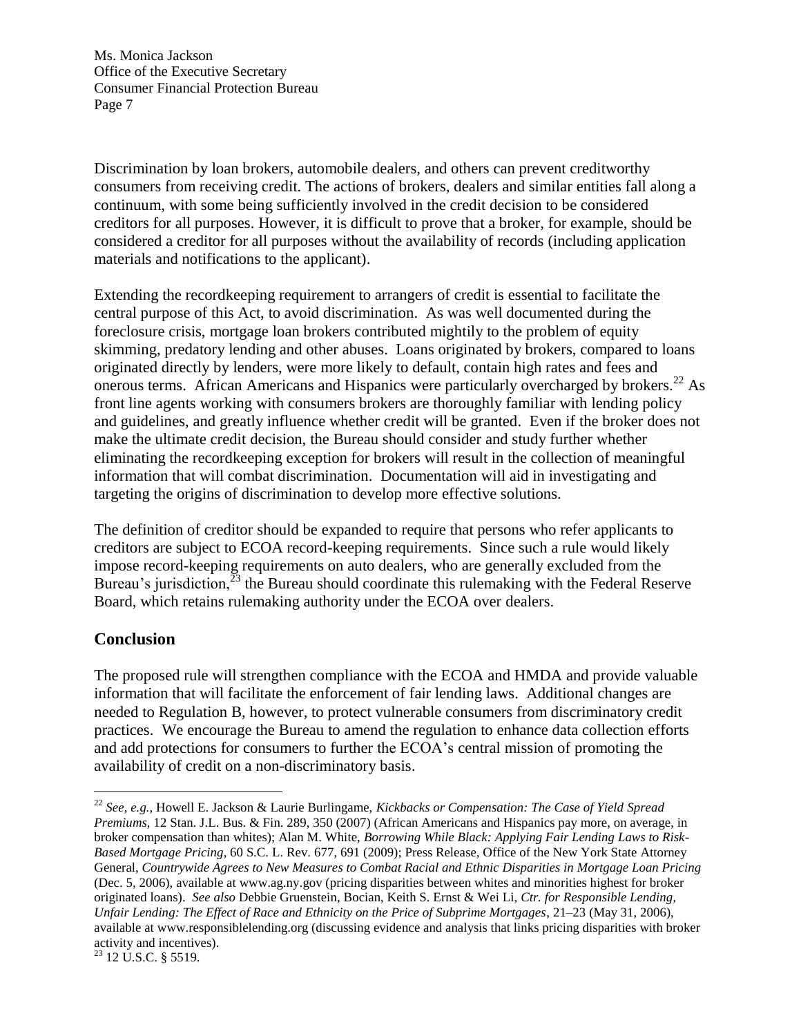Discrimination by loan brokers, automobile dealers, and others can prevent creditworthy consumers from receiving credit. The actions of brokers, dealers and similar entities fall along a continuum, with some being sufficiently involved in the credit decision to be considered creditors for all purposes. However, it is difficult to prove that a broker, for example, should be considered a creditor for all purposes without the availability of records (including application materials and notifications to the applicant).

Extending the recordkeeping requirement to arrangers of credit is essential to facilitate the central purpose of this Act, to avoid discrimination. As was well documented during the foreclosure crisis, mortgage loan brokers contributed mightily to the problem of equity skimming, predatory lending and other abuses. Loans originated by brokers, compared to loans originated directly by lenders, were more likely to default, contain high rates and fees and onerous terms. African Americans and Hispanics were particularly overcharged by brokers.[22] As front line agents working with consumers brokers are thoroughly familiar with lending policy and guidelines, and greatly influence whether credit will be granted. Even if the broker does not make the ultimate credit decision, the Bureau should consider and study further whether eliminating the recordkeeping exception for brokers will result in the collection of meaningful information that will combat discrimination. Documentation will aid in investigating and targeting the origins of discrimination to develop more effective solutions.

The definition of creditor should be expanded to require that persons who refer applicants to creditors are subject to ECOA record-keeping requirements. Since such a rule would likely impose record-keeping requirements on auto dealers, who are generally excluded from the Bureau's jurisdiction,[23] the Bureau should coordinate this rulemaking with the Federal Reserve Board, which retains rulemaking authority under the ECOA over dealers.

## Conclusion

The proposed rule will strengthen compliance with the ECOA and HMDA and provide valuable information that will facilitate the enforcement of fair lending laws. Additional changes are needed to Regulation B, however, to protect vulnerable consumers from discriminatory credit practices. We encourage the Bureau to amend the regulation to enhance data collection efforts and add protections for consumers to further the ECOA's central mission of promoting the availability of credit on a non-discriminatory basis.

---

[22] *See, e.g.,* Howell E. Jackson & Laurie Burlingame, *Kickbacks or Compensation: The Case of Yield Spread Premiums*, 12 Stan. J.L. Bus. & Fin. 289, 350 (2007) (African Americans and Hispanics pay more, on average, in broker compensation than whites); Alan M. White, *Borrowing While Black: Applying Fair Lending Laws to Risk-Based Mortgage Pricing*, 60 S.C. L. Rev. 677, 691 (2009); Press Release, Office of the New York State Attorney General, *Countrywide Agrees to New Measures to Combat Racial and Ethnic Disparities in Mortgage Loan Pricing* (Dec. 5, 2006), available at www.ag.ny.gov (pricing disparities between whites and minorities highest for broker originated loans). *See also* Debbie Gruenstein, Bocian, Keith S. Ernst & Wei Li, *Ctr. for Responsible Lending, Unfair Lending: The Effect of Race and Ethnicity on the Price of Subprime Mortgages*, 21–23 (May 31, 2006), available at www.responsiblelending.org (discussing evidence and analysis that links pricing disparities with broker activity and incentives).

[23] 12 U.S.C. § 5519.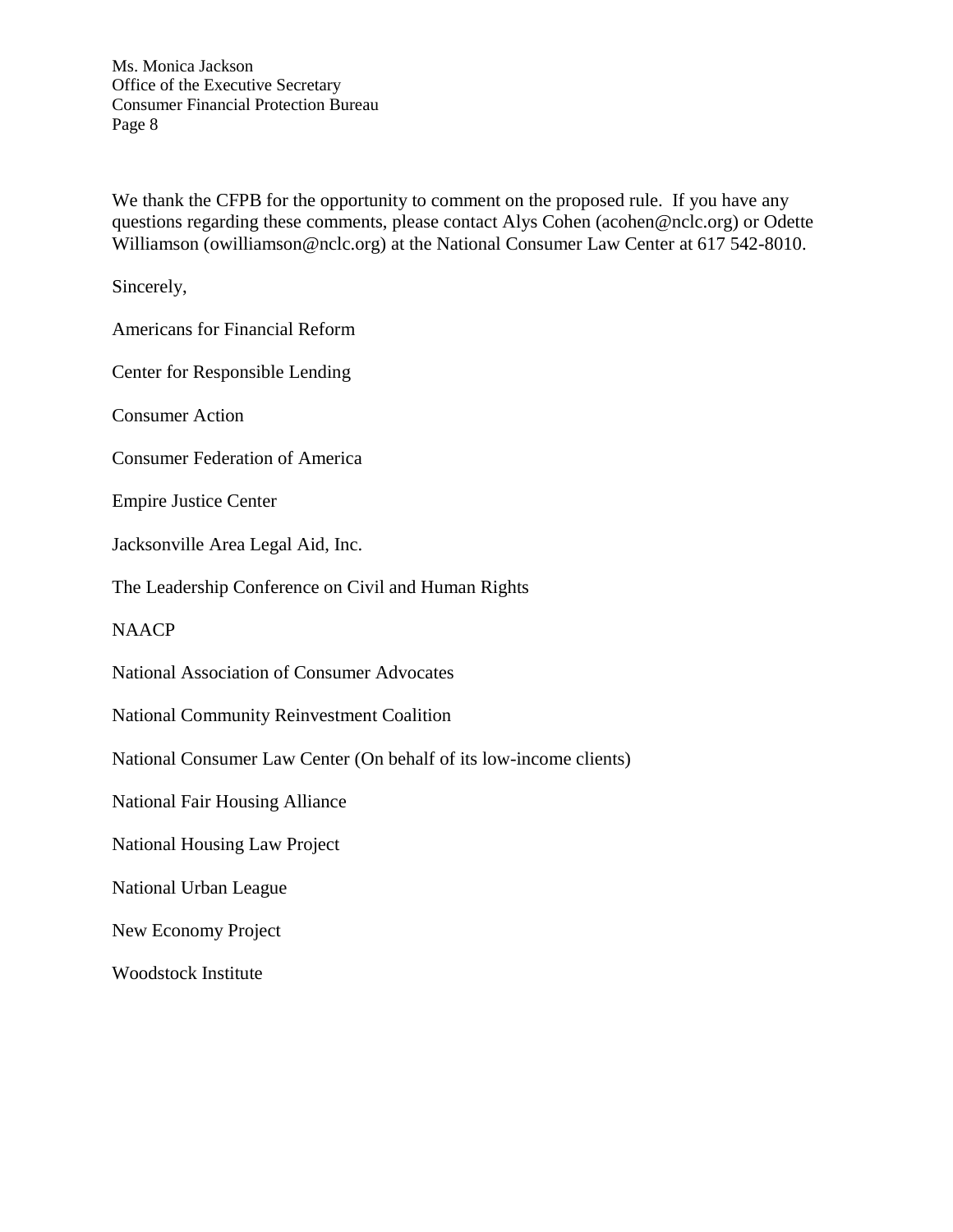We thank the CFPB for the opportunity to comment on the proposed rule. If you have any questions regarding these comments, please contact Alys Cohen (acohen@nclc.org) or Odette Williamson (owilliamson@nclc.org) at the National Consumer Law Center at 617 542-8010.

Sincerely,

Americans for Financial Reform

Center for Responsible Lending

Consumer Action

Consumer Federation of America

Empire Justice Center

Jacksonville Area Legal Aid, Inc.

The Leadership Conference on Civil and Human Rights

NAACP

National Association of Consumer Advocates

National Community Reinvestment Coalition

National Consumer Law Center (On behalf of its low-income clients)

National Fair Housing Alliance

National Housing Law Project

National Urban League

New Economy Project

Woodstock Institute